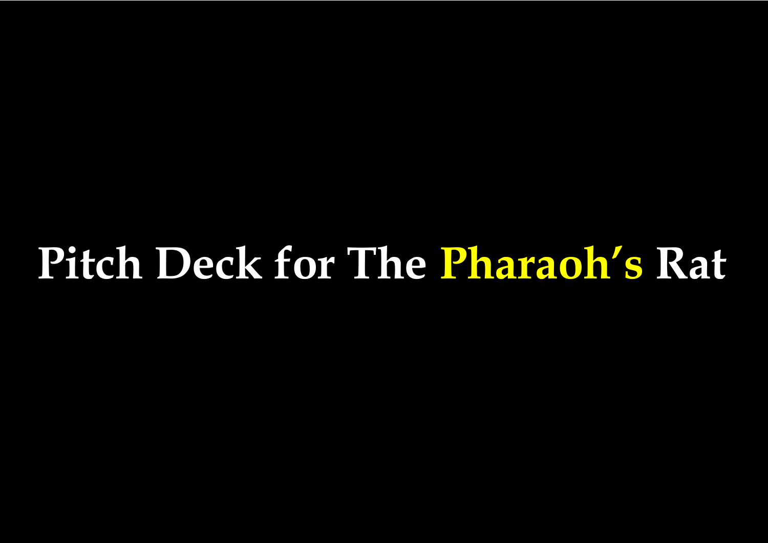# Pitch Deck for The Pharaoh's Rat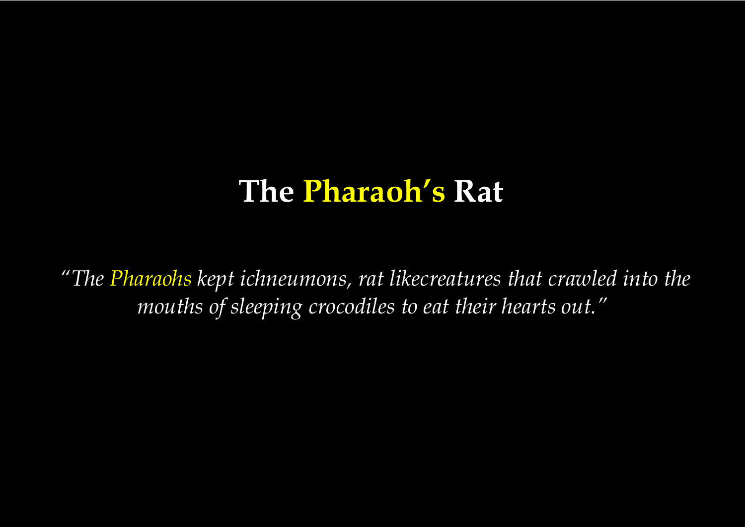# The Pharaoh's Rat

*"The Pharaohs kept ichneumons, rat likecreatures that crawled into the mouths of sleeping crocodiles to eat their hearts out."*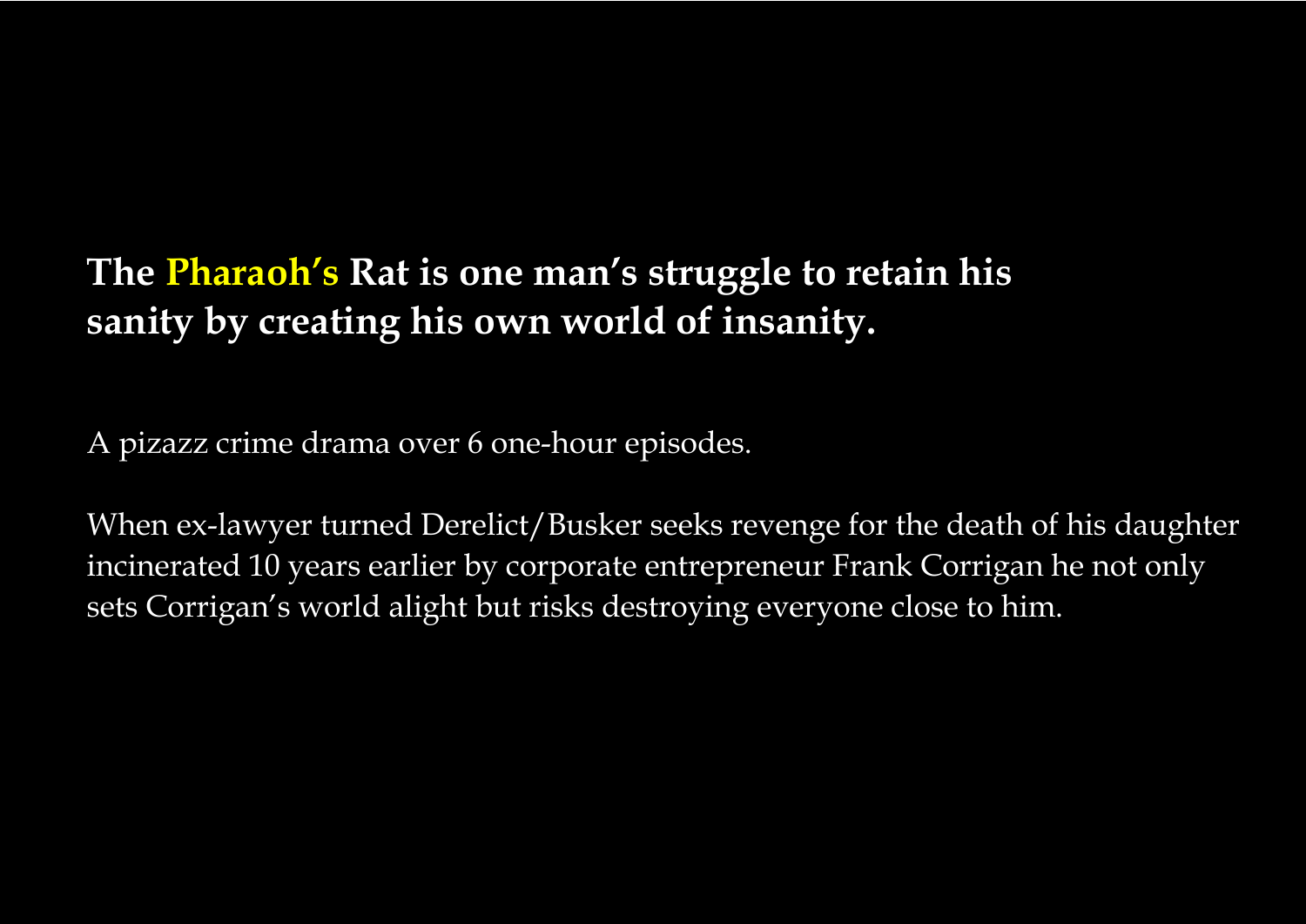**The Pharaoh's Rat is one man's struggle to retain his sanity by creating his own world of insanity.**

A pizazz crime drama over 6 one-hour episodes.

When ex-lawyer turned Derelict/Busker seeks revenge for the death of his daughter incinerated 10 years earlier by corporate entrepreneur Frank Corrigan he not only sets Corrigan's world alight but risks destroying everyone close to him.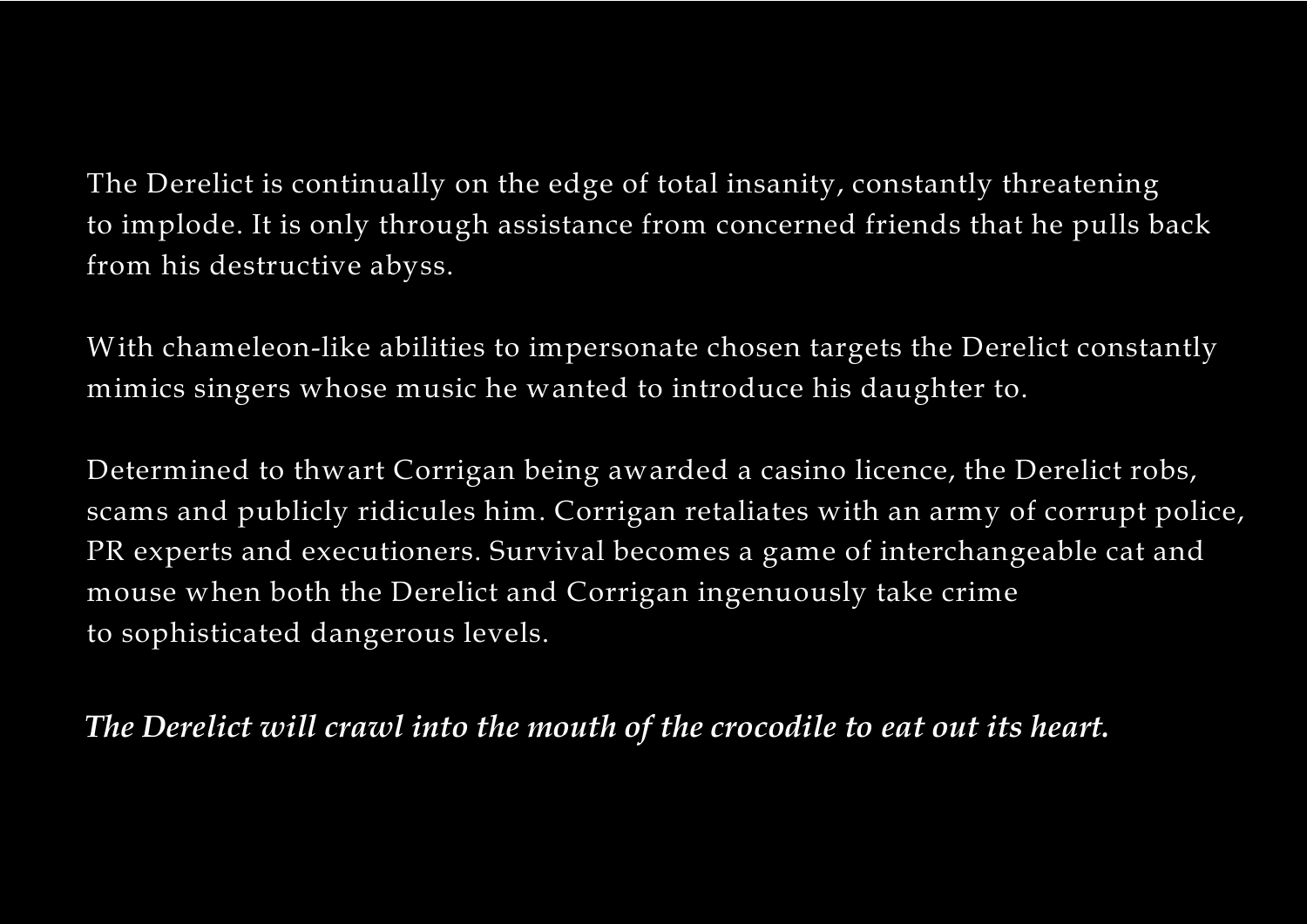The Derelict is continually on the edge of total insanity, constantly threatening to implode. It is only through assistance from concerned friends that he pulls back from his destructive abyss.

With chameleon-like abilities to impersonate chosen targets the Derelict constantly mimics singers whose music he wanted to introduce his daughter to.

Determined to thwart Corrigan being awarded a casino licence, the Derelict robs, scams and publicly ridicules him. Corrigan retaliates with an army of corrupt police, PR experts and executioners. Survival becomes a game of interchangeable cat and mouse when both the Derelict and Corrigan ingenuously take crime to sophisticated dangerous levels.

***The Derelict will crawl into the mouth of the crocodile to eat out its heart.***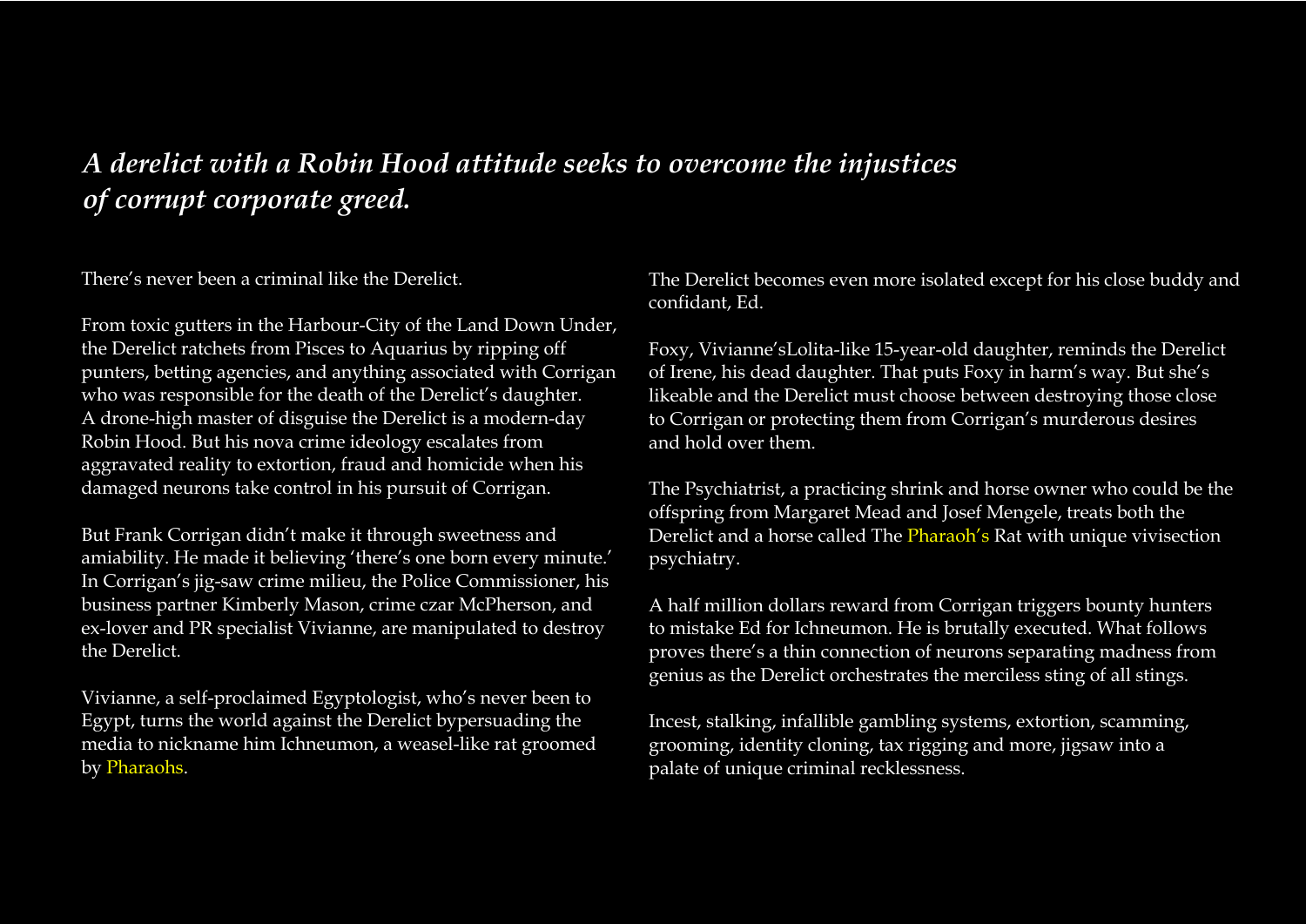*A derelict with a Robin Hood attitude seeks to overcome the injustices of corrupt corporate greed.*

There's never been a criminal like the Derelict.

From toxic gutters in the Harbour-City of the Land Down Under, the Derelict ratchets from Pisces to Aquarius by ripping off punters, betting agencies, and anything associated with Corrigan who was responsible for the death of the Derelict's daughter. A drone-high master of disguise the Derelict is a modern-day Robin Hood. But his nova crime ideology escalates from aggravated reality to extortion, fraud and homicide when his damaged neurons take control in his pursuit of Corrigan.

But Frank Corrigan didn't make it through sweetness and amiability. He made it believing 'there's one born every minute.' In Corrigan's jig-saw crime milieu, the Police Commissioner, his business partner Kimberly Mason, crime czar McPherson, and ex-lover and PR specialist Vivianne, are manipulated to destroy the Derelict.

Vivianne, a self-proclaimed Egyptologist, who's never been to Egypt, turns the world against the Derelict bypersuading the media to nickname him Ichneumon, a weasel-like rat groomed by Pharaohs.

The Derelict becomes even more isolated except for his close buddy and confidant, Ed.

Foxy, Vivianne'sLolita-like 15-year-old daughter, reminds the Derelict of Irene, his dead daughter. That puts Foxy in harm's way. But she's likeable and the Derelict must choose between destroying those close to Corrigan or protecting them from Corrigan's murderous desires and hold over them.

The Psychiatrist, a practicing shrink and horse owner who could be the offspring from Margaret Mead and Josef Mengele, treats both the Derelict and a horse called The Pharaoh's Rat with unique vivisection psychiatry.

A half million dollars reward from Corrigan triggers bounty hunters to mistake Ed for Ichneumon. He is brutally executed. What follows proves there's a thin connection of neurons separating madness from genius as the Derelict orchestrates the merciless sting of all stings.

Incest, stalking, infallible gambling systems, extortion, scamming, grooming, identity cloning, tax rigging and more, jigsaw into a palate of unique criminal recklessness.